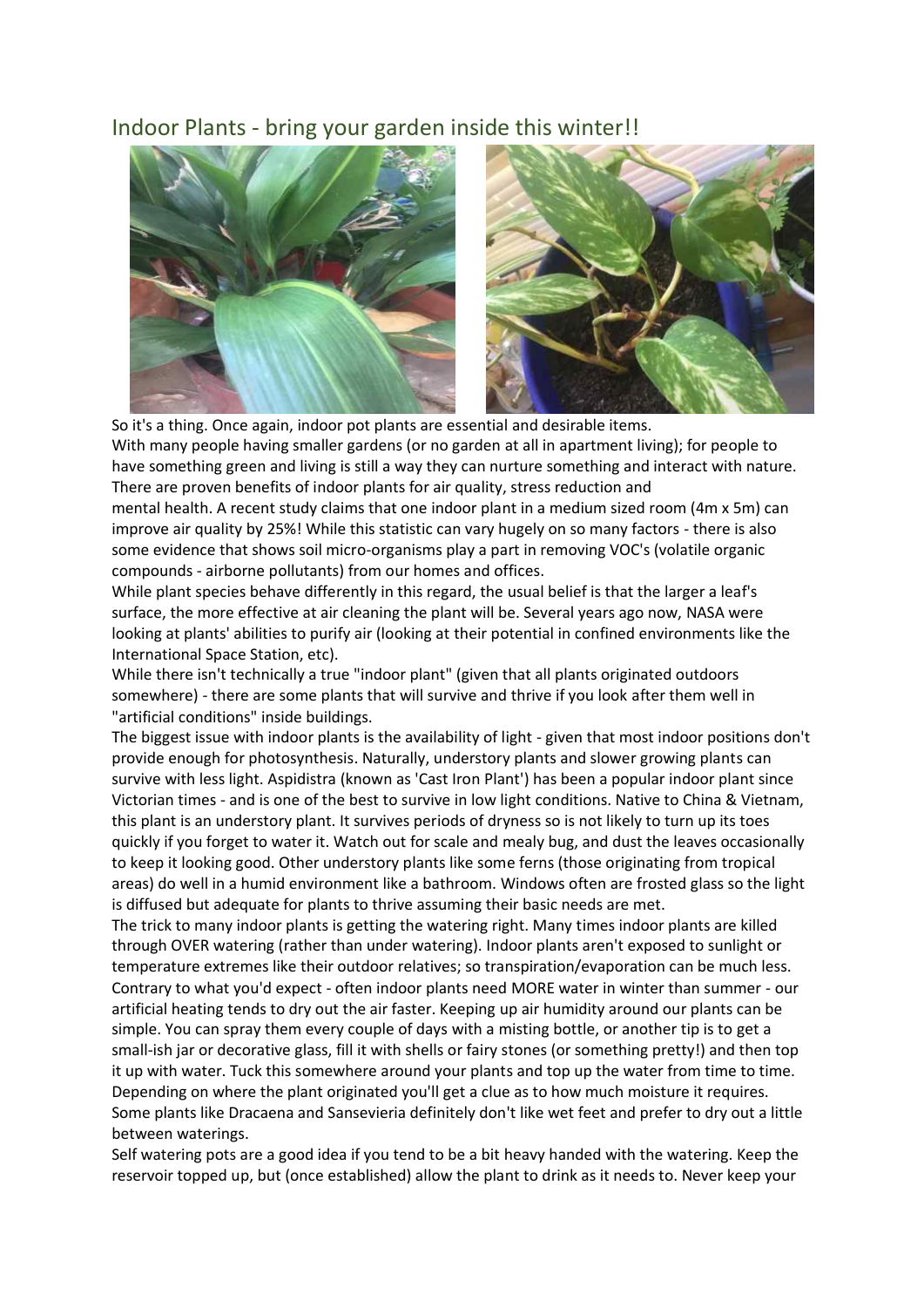# Indoor Plants - bring your garden inside this winter!!

So it's a thing. Once again, indoor pot plants are essential and desirable items.
With many people having smaller gardens (or no garden at all in apartment living); for people to have something green and living is still a way they can nurture something and interact with nature. There are proven benefits of indoor plants for air quality, stress reduction and mental health. A recent study claims that one indoor plant in a medium sized room (4m x 5m) can improve air quality by 25%! While this statistic can vary hugely on so many factors - there is also some evidence that shows soil micro-organisms play a part in removing VOC's (volatile organic compounds - airborne pollutants) from our homes and offices.

While plant species behave differently in this regard, the usual belief is that the larger a leaf's surface, the more effective at air cleaning the plant will be. Several years ago now, NASA were looking at plants' abilities to purify air (looking at their potential in confined environments like the International Space Station, etc).

While there isn't technically a true "indoor plant" (given that all plants originated outdoors somewhere) - there are some plants that will survive and thrive if you look after them well in "artificial conditions" inside buildings.

The biggest issue with indoor plants is the availability of light - given that most indoor positions don't provide enough for photosynthesis. Naturally, understory plants and slower growing plants can survive with less light. Aspidistra (known as 'Cast Iron Plant') has been a popular indoor plant since Victorian times - and is one of the best to survive in low light conditions. Native to China & Vietnam, this plant is an understory plant. It survives periods of dryness so is not likely to turn up its toes quickly if you forget to water it. Watch out for scale and mealy bug, and dust the leaves occasionally to keep it looking good. Other understory plants like some ferns (those originating from tropical areas) do well in a humid environment like a bathroom. Windows often are frosted glass so the light is diffused but adequate for plants to thrive assuming their basic needs are met.

The trick to many indoor plants is getting the watering right. Many times indoor plants are killed through OVER watering (rather than under watering). Indoor plants aren't exposed to sunlight or temperature extremes like their outdoor relatives; so transpiration/evaporation can be much less. Contrary to what you'd expect - often indoor plants need MORE water in winter than summer - our artificial heating tends to dry out the air faster. Keeping up air humidity around our plants can be simple. You can spray them every couple of days with a misting bottle, or another tip is to get a small-ish jar or decorative glass, fill it with shells or fairy stones (or something pretty!) and then top it up with water. Tuck this somewhere around your plants and top up the water from time to time. Depending on where the plant originated you'll get a clue as to how much moisture it requires. Some plants like Dracaena and Sansevieria definitely don't like wet feet and prefer to dry out a little between waterings.

Self watering pots are a good idea if you tend to be a bit heavy handed with the watering. Keep the reservoir topped up, but (once established) allow the plant to drink as it needs to. Never keep your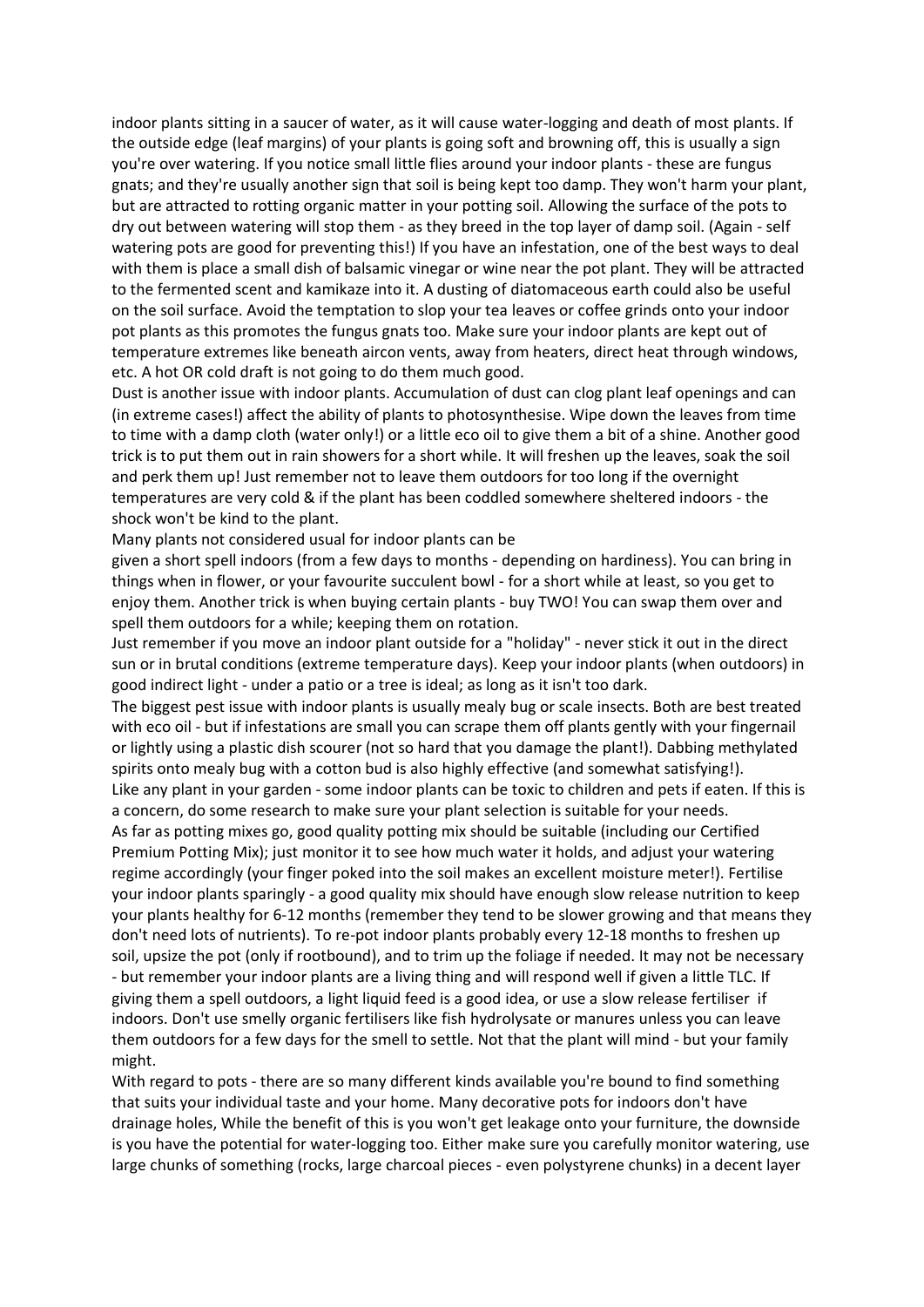indoor plants sitting in a saucer of water, as it will cause water-logging and death of most plants. If the outside edge (leaf margins) of your plants is going soft and browning off, this is usually a sign you're over watering. If you notice small little flies around your indoor plants - these are fungus gnats; and they're usually another sign that soil is being kept too damp. They won't harm your plant, but are attracted to rotting organic matter in your potting soil. Allowing the surface of the pots to dry out between watering will stop them - as they breed in the top layer of damp soil. (Again - self watering pots are good for preventing this!) If you have an infestation, one of the best ways to deal with them is place a small dish of balsamic vinegar or wine near the pot plant. They will be attracted to the fermented scent and kamikaze into it. A dusting of diatomaceous earth could also be useful on the soil surface. Avoid the temptation to slop your tea leaves or coffee grinds onto your indoor pot plants as this promotes the fungus gnats too. Make sure your indoor plants are kept out of temperature extremes like beneath aircon vents, away from heaters, direct heat through windows, etc. A hot OR cold draft is not going to do them much good.

Dust is another issue with indoor plants. Accumulation of dust can clog plant leaf openings and can (in extreme cases!) affect the ability of plants to photosynthesise. Wipe down the leaves from time to time with a damp cloth (water only!) or a little eco oil to give them a bit of a shine. Another good trick is to put them out in rain showers for a short while. It will freshen up the leaves, soak the soil and perk them up! Just remember not to leave them outdoors for too long if the overnight temperatures are very cold & if the plant has been coddled somewhere sheltered indoors - the shock won't be kind to the plant.

Many plants not considered usual for indoor plants can be given a short spell indoors (from a few days to months - depending on hardiness). You can bring in things when in flower, or your favourite succulent bowl - for a short while at least, so you get to enjoy them. Another trick is when buying certain plants - buy TWO! You can swap them over and spell them outdoors for a while; keeping them on rotation.

Just remember if you move an indoor plant outside for a "holiday" - never stick it out in the direct sun or in brutal conditions (extreme temperature days). Keep your indoor plants (when outdoors) in good indirect light - under a patio or a tree is ideal; as long as it isn't too dark.

The biggest pest issue with indoor plants is usually mealy bug or scale insects. Both are best treated with eco oil - but if infestations are small you can scrape them off plants gently with your fingernail or lightly using a plastic dish scourer (not so hard that you damage the plant!). Dabbing methylated spirits onto mealy bug with a cotton bud is also highly effective (and somewhat satisfying!).

Like any plant in your garden - some indoor plants can be toxic to children and pets if eaten. If this is a concern, do some research to make sure your plant selection is suitable for your needs.

As far as potting mixes go, good quality potting mix should be suitable (including our Certified Premium Potting Mix); just monitor it to see how much water it holds, and adjust your watering regime accordingly (your finger poked into the soil makes an excellent moisture meter!). Fertilise your indoor plants sparingly - a good quality mix should have enough slow release nutrition to keep your plants healthy for 6-12 months (remember they tend to be slower growing and that means they don't need lots of nutrients). To re-pot indoor plants probably every 12-18 months to freshen up soil, upsize the pot (only if rootbound), and to trim up the foliage if needed. It may not be necessary - but remember your indoor plants are a living thing and will respond well if given a little TLC. If giving them a spell outdoors, a light liquid feed is a good idea, or use a slow release fertiliser if indoors. Don't use smelly organic fertilisers like fish hydrolysate or manures unless you can leave them outdoors for a few days for the smell to settle. Not that the plant will mind - but your family might.

With regard to pots - there are so many different kinds available you're bound to find something that suits your individual taste and your home. Many decorative pots for indoors don't have drainage holes, While the benefit of this is you won't get leakage onto your furniture, the downside is you have the potential for water-logging too. Either make sure you carefully monitor watering, use large chunks of something (rocks, large charcoal pieces - even polystyrene chunks) in a decent layer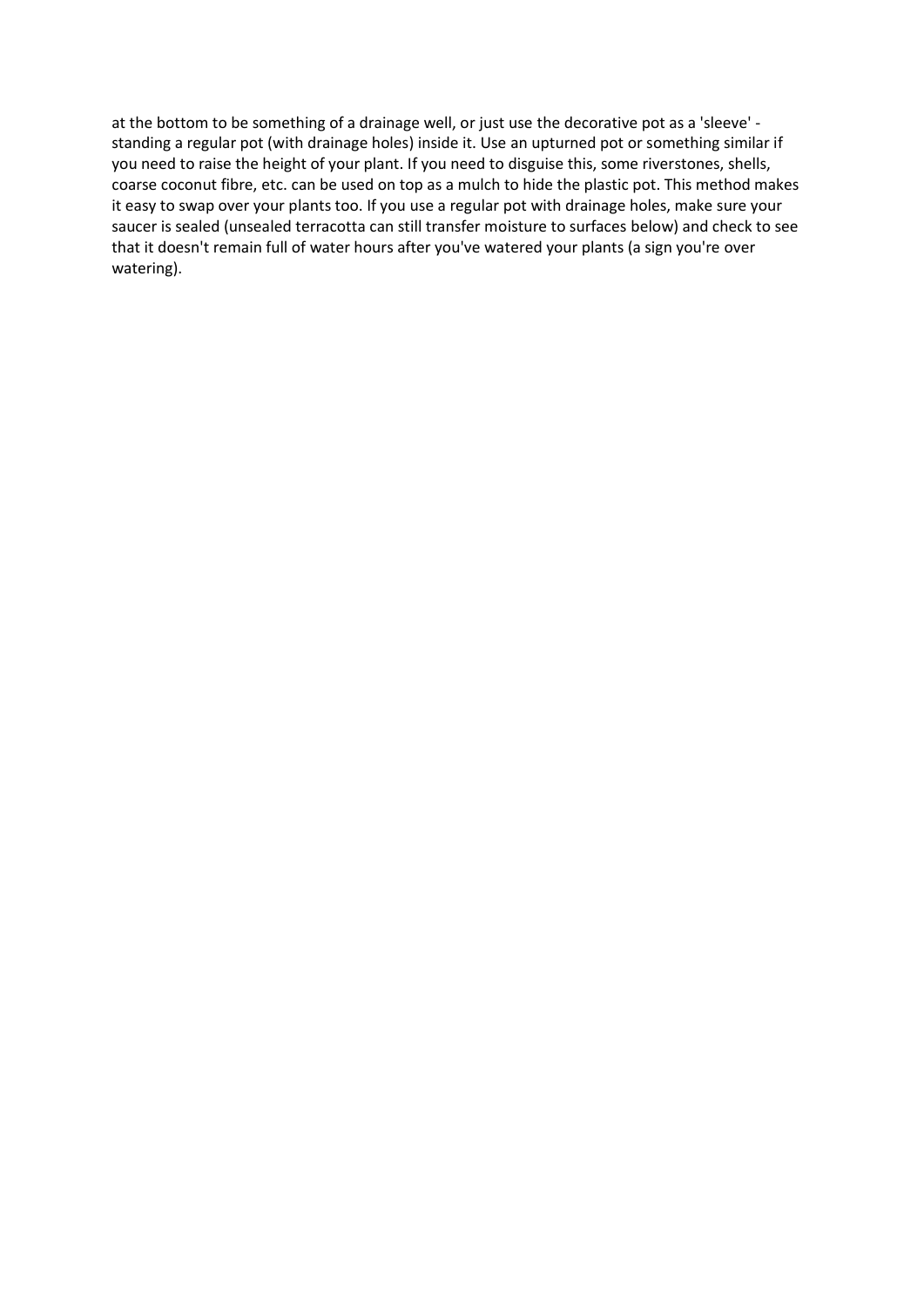at the bottom to be something of a drainage well, or just use the decorative pot as a 'sleeve' - standing a regular pot (with drainage holes) inside it. Use an upturned pot or something similar if you need to raise the height of your plant. If you need to disguise this, some riverstones, shells, coarse coconut fibre, etc. can be used on top as a mulch to hide the plastic pot. This method makes it easy to swap over your plants too. If you use a regular pot with drainage holes, make sure your saucer is sealed (unsealed terracotta can still transfer moisture to surfaces below) and check to see that it doesn't remain full of water hours after you've watered your plants (a sign you're over watering).